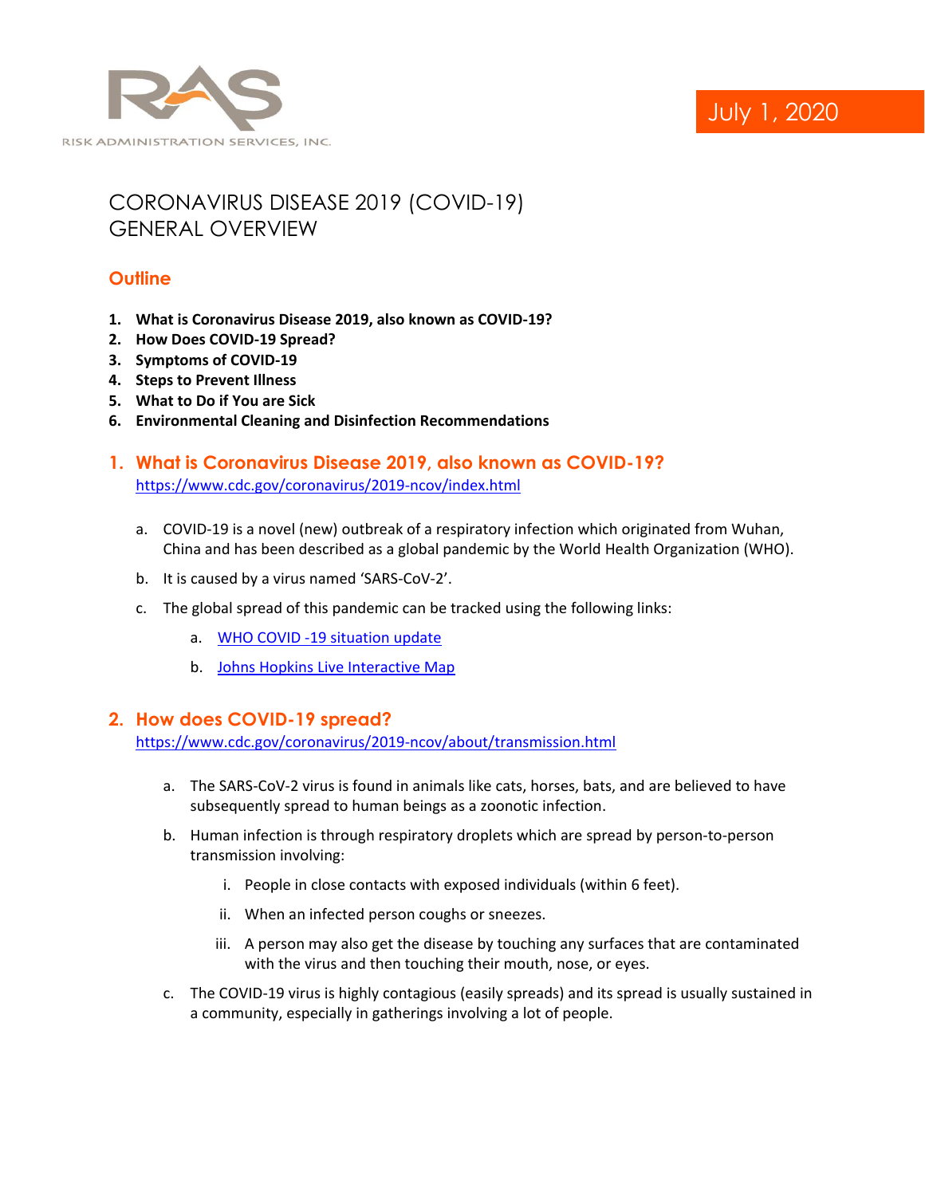RISK ADMINISTRATION SERVICES, INC.

July 1, 2020

# CORONAVIRUS DISEASE 2019 (COVID-19) GENERAL OVERVIEW

## Outline

1. **What is Coronavirus Disease 2019, also known as COVID-19?**
2. **How Does COVID-19 Spread?**
3. **Symptoms of COVID-19**
4. **Steps to Prevent Illness**
5. **What to Do if You are Sick**
6. **Environmental Cleaning and Disinfection Recommendations**

## 1. What is Coronavirus Disease 2019, also known as COVID-19?

https://www.cdc.gov/coronavirus/2019-ncov/index.html

a. COVID-19 is a novel (new) outbreak of a respiratory infection which originated from Wuhan, China and has been described as a global pandemic by the World Health Organization (WHO).

b. It is caused by a virus named 'SARS-CoV-2'.

c. The global spread of this pandemic can be tracked using the following links:

   a. WHO COVID -19 situation update
   
   b. Johns Hopkins Live Interactive Map

## 2. How does COVID-19 spread?

https://www.cdc.gov/coronavirus/2019-ncov/about/transmission.html

a. The SARS-CoV-2 virus is found in animals like cats, horses, bats, and are believed to have subsequently spread to human beings as a zoonotic infection.

b. Human infection is through respiratory droplets which are spread by person-to-person transmission involving:

   i. People in close contacts with exposed individuals (within 6 feet).
   
   ii. When an infected person coughs or sneezes.
   
   iii. A person may also get the disease by touching any surfaces that are contaminated with the virus and then touching their mouth, nose, or eyes.

c. The COVID-19 virus is highly contagious (easily spreads) and its spread is usually sustained in a community, especially in gatherings involving a lot of people.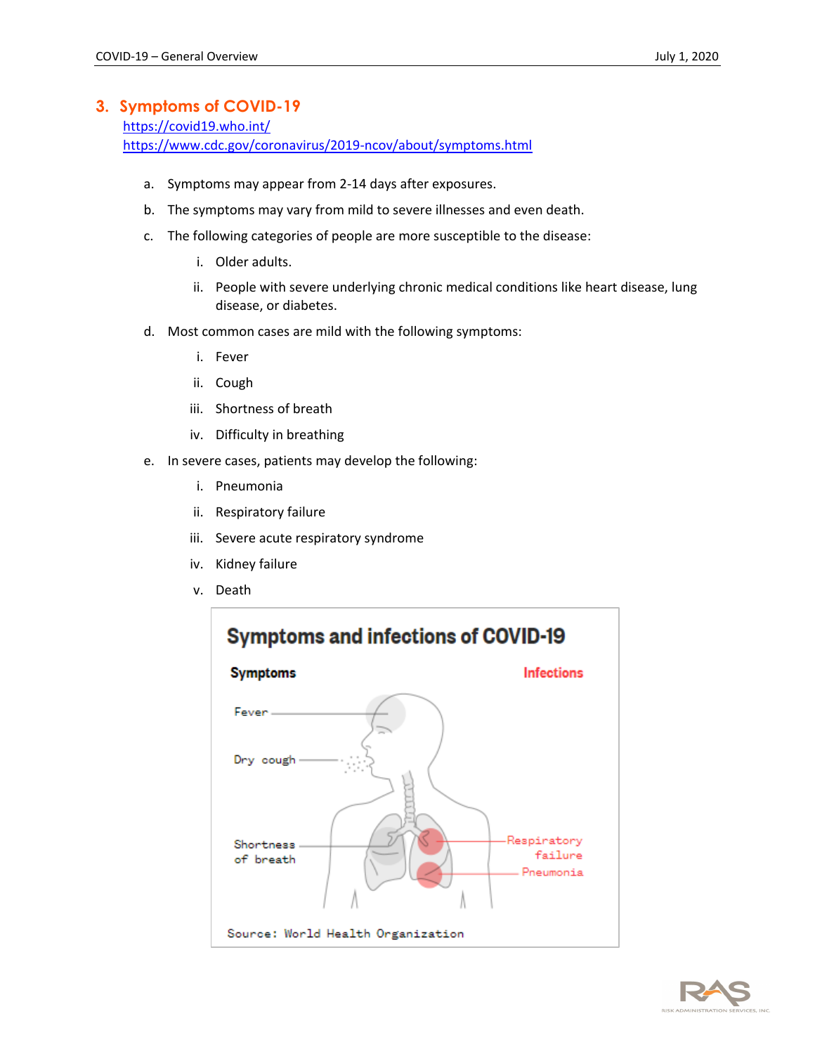## 3. Symptoms of COVID-19

https://covid19.who.int/
https://www.cdc.gov/coronavirus/2019-ncov/about/symptoms.html

a. Symptoms may appear from 2-14 days after exposures.

b. The symptoms may vary from mild to severe illnesses and even death.

c. The following categories of people are more susceptible to the disease:

   i. Older adults.

   ii. People with severe underlying chronic medical conditions like heart disease, lung disease, or diabetes.

d. Most common cases are mild with the following symptoms:

   i. Fever

   ii. Cough

   iii. Shortness of breath

   iv. Difficulty in breathing

e. In severe cases, patients may develop the following:

   i. Pneumonia

   ii. Respiratory failure

   iii. Severe acute respiratory syndrome

   iv. Kidney failure

   v. Death

**Symptoms and infections of COVID-19**

Symptoms: Fever, Dry cough, Shortness of breath

Infections: Respiratory failure, Pneumonia

Source: World Health Organization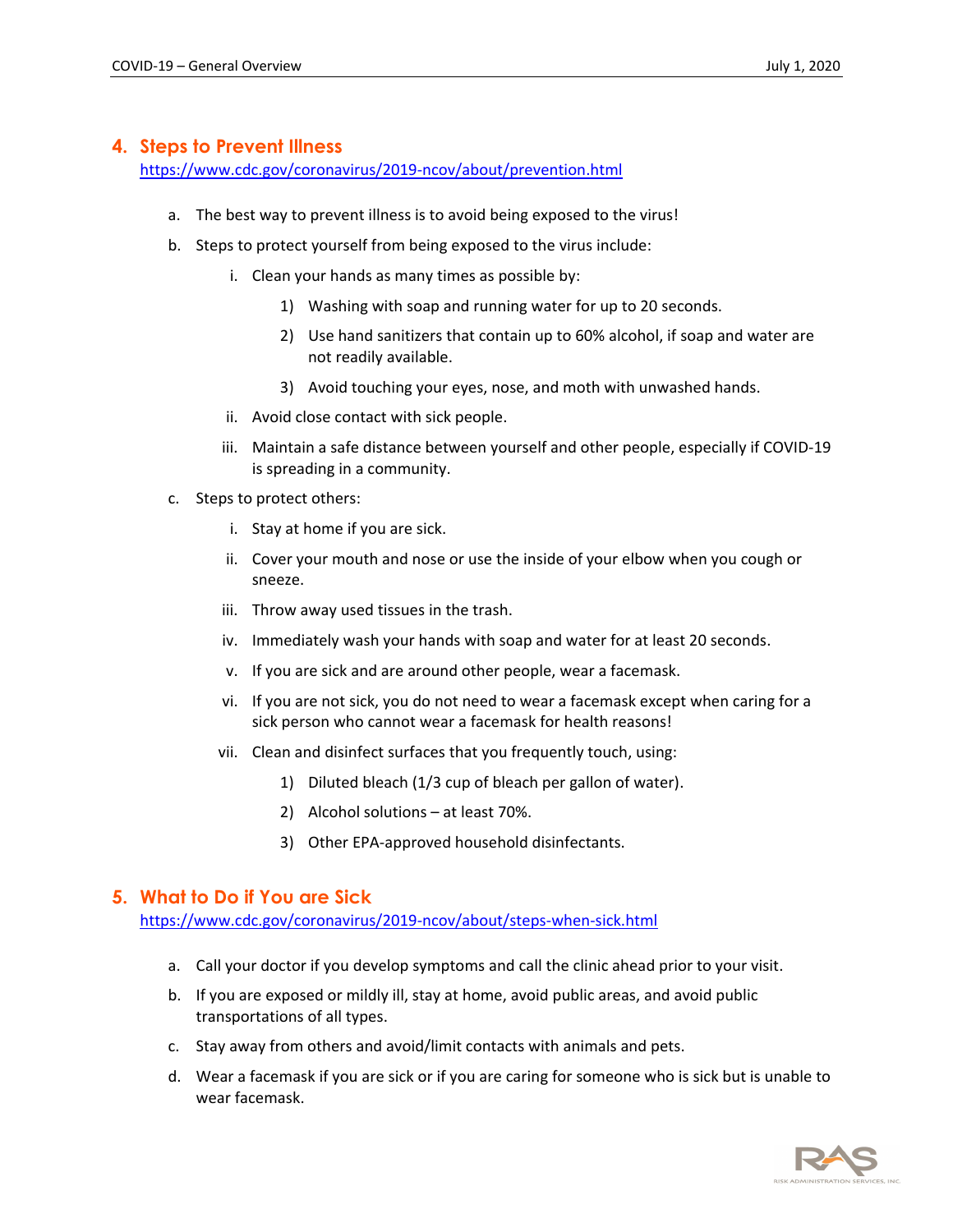## 4. Steps to Prevent Illness

https://www.cdc.gov/coronavirus/2019-ncov/about/prevention.html

a. The best way to prevent illness is to avoid being exposed to the virus!

b. Steps to protect yourself from being exposed to the virus include:

   i. Clean your hands as many times as possible by:

      1) Washing with soap and running water for up to 20 seconds.

      2) Use hand sanitizers that contain up to 60% alcohol, if soap and water are not readily available.

      3) Avoid touching your eyes, nose, and moth with unwashed hands.

   ii. Avoid close contact with sick people.

   iii. Maintain a safe distance between yourself and other people, especially if COVID-19 is spreading in a community.

c. Steps to protect others:

   i. Stay at home if you are sick.

   ii. Cover your mouth and nose or use the inside of your elbow when you cough or sneeze.

   iii. Throw away used tissues in the trash.

   iv. Immediately wash your hands with soap and water for at least 20 seconds.

   v. If you are sick and are around other people, wear a facemask.

   vi. If you are not sick, you do not need to wear a facemask except when caring for a sick person who cannot wear a facemask for health reasons!

   vii. Clean and disinfect surfaces that you frequently touch, using:

      1) Diluted bleach (1/3 cup of bleach per gallon of water).

      2) Alcohol solutions – at least 70%.

      3) Other EPA-approved household disinfectants.

## 5. What to Do if You are Sick

https://www.cdc.gov/coronavirus/2019-ncov/about/steps-when-sick.html

a. Call your doctor if you develop symptoms and call the clinic ahead prior to your visit.

b. If you are exposed or mildly ill, stay at home, avoid public areas, and avoid public transportations of all types.

c. Stay away from others and avoid/limit contacts with animals and pets.

d. Wear a facemask if you are sick or if you are caring for someone who is sick but is unable to wear facemask.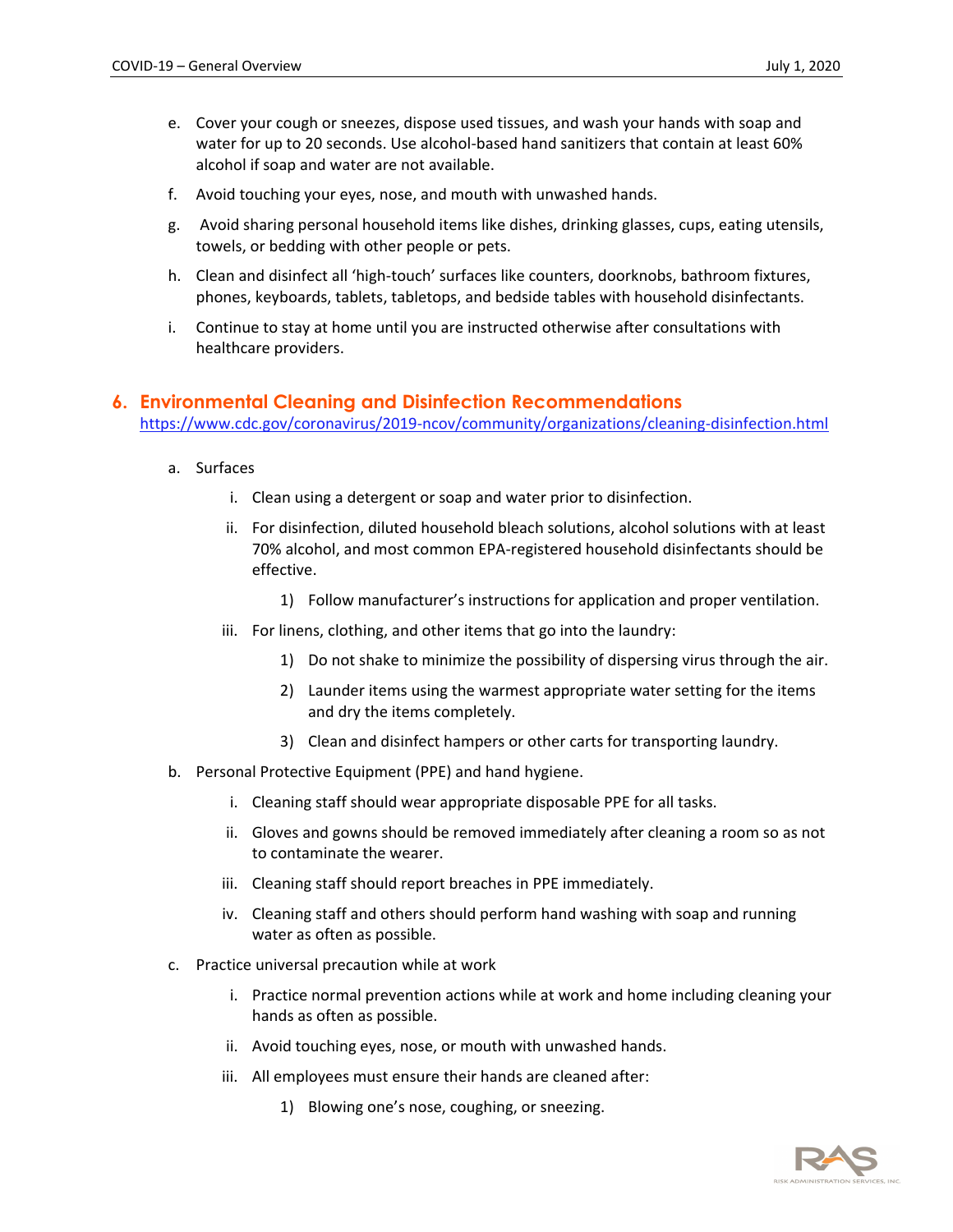e. Cover your cough or sneezes, dispose used tissues, and wash your hands with soap and water for up to 20 seconds. Use alcohol-based hand sanitizers that contain at least 60% alcohol if soap and water are not available.

f. Avoid touching your eyes, nose, and mouth with unwashed hands.

g. Avoid sharing personal household items like dishes, drinking glasses, cups, eating utensils, towels, or bedding with other people or pets.

h. Clean and disinfect all 'high-touch' surfaces like counters, doorknobs, bathroom fixtures, phones, keyboards, tablets, tabletops, and bedside tables with household disinfectants.

i. Continue to stay at home until you are instructed otherwise after consultations with healthcare providers.

## 6. Environmental Cleaning and Disinfection Recommendations

https://www.cdc.gov/coronavirus/2019-ncov/community/organizations/cleaning-disinfection.html

a. Surfaces

   i. Clean using a detergent or soap and water prior to disinfection.

   ii. For disinfection, diluted household bleach solutions, alcohol solutions with at least 70% alcohol, and most common EPA-registered household disinfectants should be effective.

      1) Follow manufacturer's instructions for application and proper ventilation.

   iii. For linens, clothing, and other items that go into the laundry:

      1) Do not shake to minimize the possibility of dispersing virus through the air.

      2) Launder items using the warmest appropriate water setting for the items and dry the items completely.

      3) Clean and disinfect hampers or other carts for transporting laundry.

b. Personal Protective Equipment (PPE) and hand hygiene.

   i. Cleaning staff should wear appropriate disposable PPE for all tasks.

   ii. Gloves and gowns should be removed immediately after cleaning a room so as not to contaminate the wearer.

   iii. Cleaning staff should report breaches in PPE immediately.

   iv. Cleaning staff and others should perform hand washing with soap and running water as often as possible.

c. Practice universal precaution while at work

   i. Practice normal prevention actions while at work and home including cleaning your hands as often as possible.

   ii. Avoid touching eyes, nose, or mouth with unwashed hands.

   iii. All employees must ensure their hands are cleaned after:

      1) Blowing one's nose, coughing, or sneezing.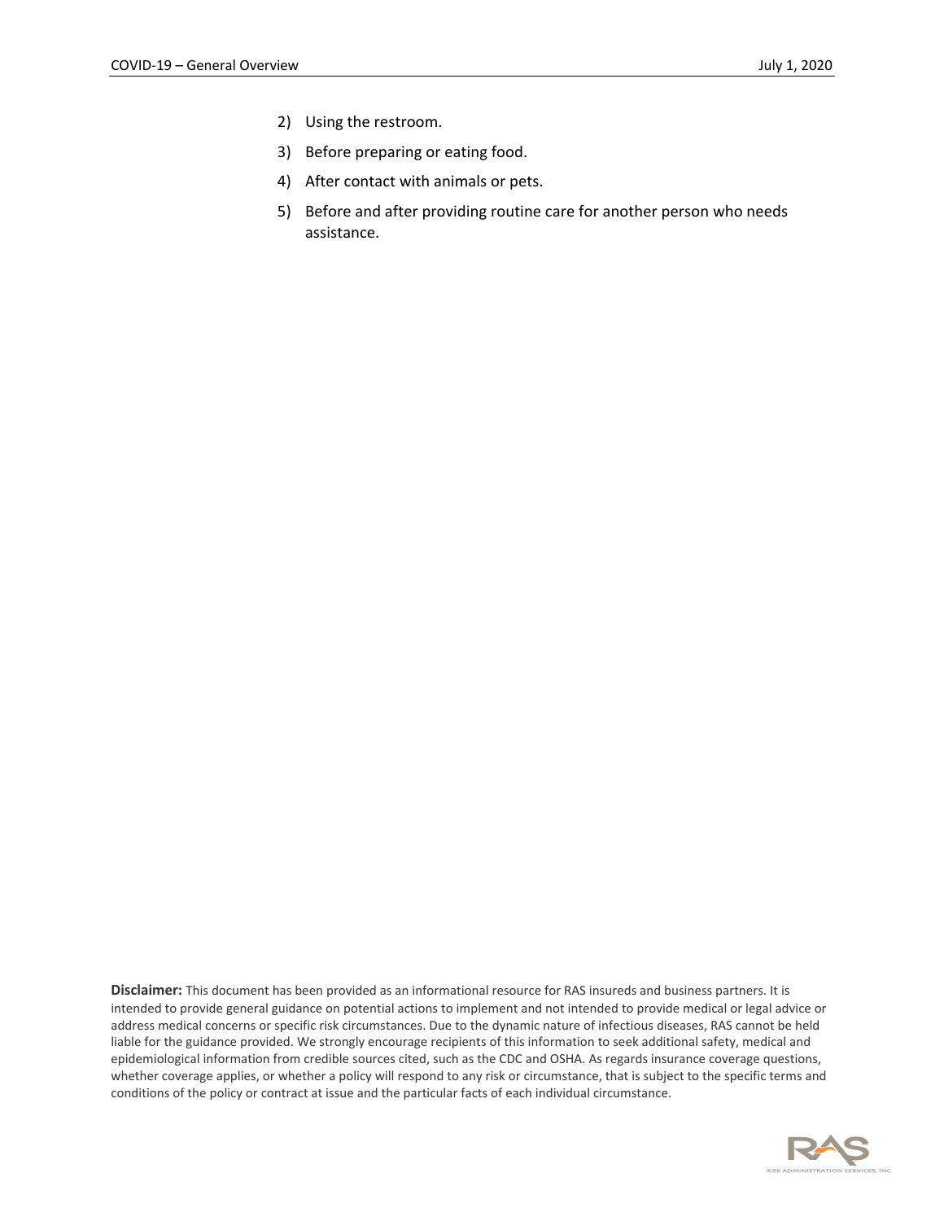2) Using the restroom.
3) Before preparing or eating food.
4) After contact with animals or pets.
5) Before and after providing routine care for another person who needs assistance.

**Disclaimer:** This document has been provided as an informational resource for RAS insureds and business partners. It is intended to provide general guidance on potential actions to implement and not intended to provide medical or legal advice or address medical concerns or specific risk circumstances. Due to the dynamic nature of infectious diseases, RAS cannot be held liable for the guidance provided. We strongly encourage recipients of this information to seek additional safety, medical and epidemiological information from credible sources cited, such as the CDC and OSHA. As regards insurance coverage questions, whether coverage applies, or whether a policy will respond to any risk or circumstance, that is subject to the specific terms and conditions of the policy or contract at issue and the particular facts of each individual circumstance.

RAS
RISK ADMINISTRATION SERVICES, INC.